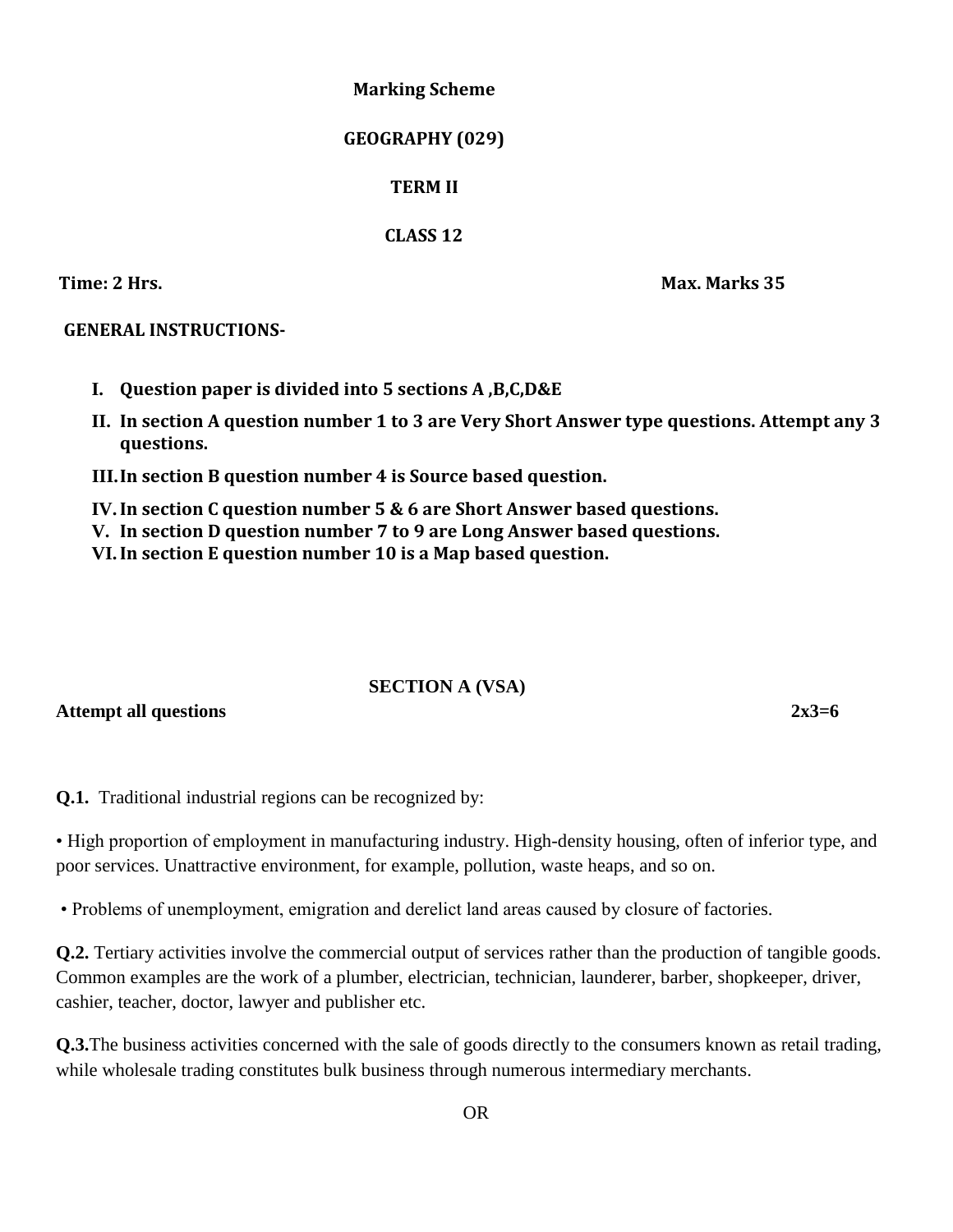**Marking Scheme**

**GEOGRAPHY (029)**

**TERM II**

**CLASS 12**

**Time: 2 Hrs.** **Max. Marks 35**

**GENERAL INSTRUCTIONS-**

- **I. Question paper is divided into 5 sections A ,B,C,D&E**
- **II. In section A question number 1 to 3 are Very Short Answer type questions. Attempt any 3 questions.**
- **III. In section B question number 4 is Source based question.**
- **IV. In section C question number 5 & 6 are Short Answer based questions.**
- **V. In section D question number 7 to 9 are Long Answer based questions.**
- **VI. In section E question number 10 is a Map based question.**

**SECTION A (VSA)**

**Attempt all questions** **2x3=6**

**Q.1.** Traditional industrial regions can be recognized by:

• High proportion of employment in manufacturing industry. High-density housing, often of inferior type, and poor services. Unattractive environment, for example, pollution, waste heaps, and so on.

• Problems of unemployment, emigration and derelict land areas caused by closure of factories.

**Q.2.** Tertiary activities involve the commercial output of services rather than the production of tangible goods. Common examples are the work of a plumber, electrician, technician, launderer, barber, shopkeeper, driver, cashier, teacher, doctor, lawyer and publisher etc.

**Q.3.** The business activities concerned with the sale of goods directly to the consumers known as retail trading, while wholesale trading constitutes bulk business through numerous intermediary merchants.

OR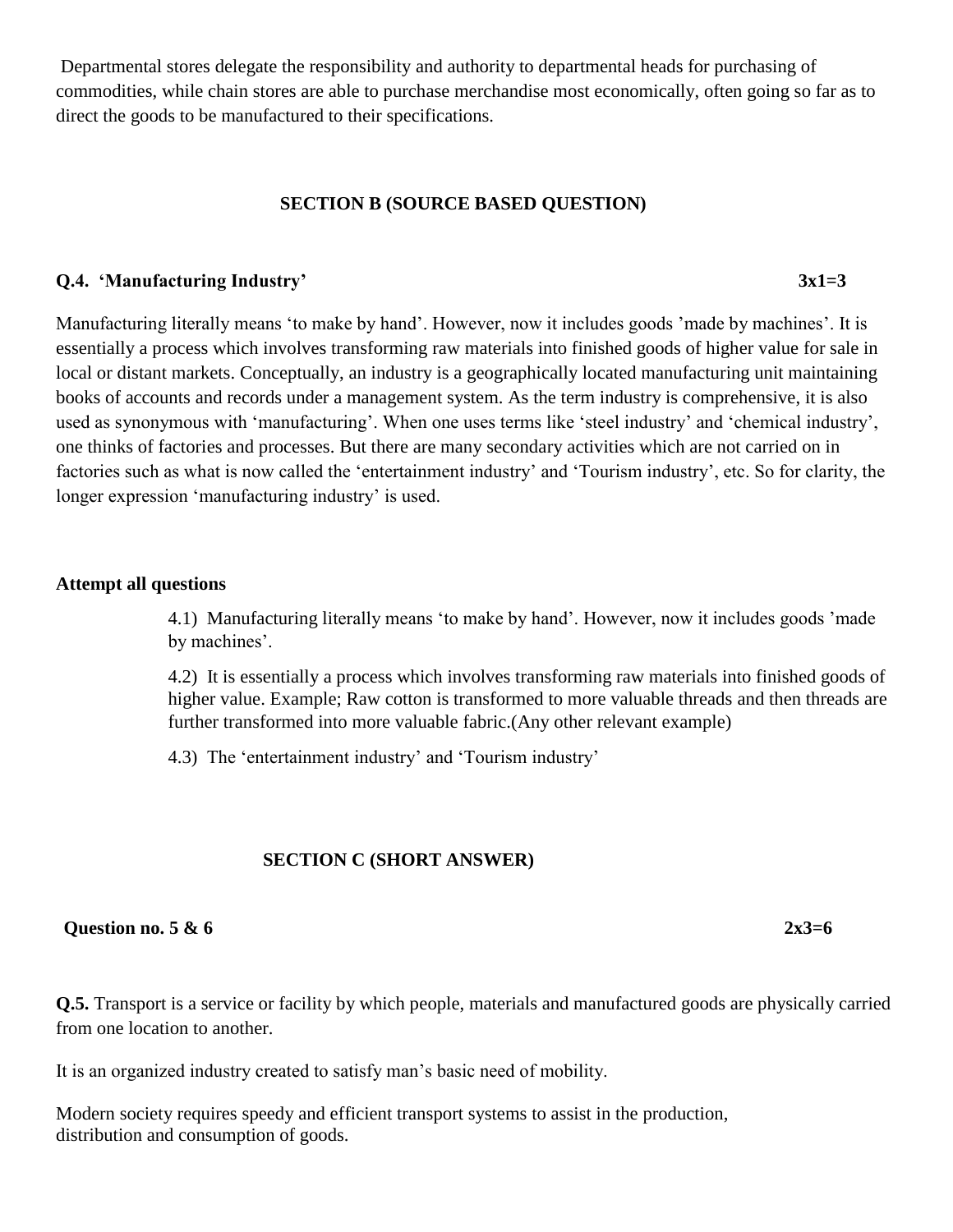Departmental stores delegate the responsibility and authority to departmental heads for purchasing of commodities, while chain stores are able to purchase merchandise most economically, often going so far as to direct the goods to be manufactured to their specifications.

## SECTION B (SOURCE BASED QUESTION)

**Q.4. 'Manufacturing Industry'** **3x1=3**

Manufacturing literally means 'to make by hand'. However, now it includes goods 'made by machines'. It is essentially a process which involves transforming raw materials into finished goods of higher value for sale in local or distant markets. Conceptually, an industry is a geographically located manufacturing unit maintaining books of accounts and records under a management system. As the term industry is comprehensive, it is also used as synonymous with 'manufacturing'. When one uses terms like 'steel industry' and 'chemical industry', one thinks of factories and processes. But there are many secondary activities which are not carried on in factories such as what is now called the 'entertainment industry' and 'Tourism industry', etc. So for clarity, the longer expression 'manufacturing industry' is used.

**Attempt all questions**

4.1) Manufacturing literally means 'to make by hand'. However, now it includes goods 'made by machines'.

4.2) It is essentially a process which involves transforming raw materials into finished goods of higher value. Example; Raw cotton is transformed to more valuable threads and then threads are further transformed into more valuable fabric.(Any other relevant example)

4.3) The 'entertainment industry' and 'Tourism industry'

## SECTION C (SHORT ANSWER)

**Question no. 5 & 6** **2x3=6**

**Q.5.** Transport is a service or facility by which people, materials and manufactured goods are physically carried from one location to another.

It is an organized industry created to satisfy man's basic need of mobility.

Modern society requires speedy and efficient transport systems to assist in the production, distribution and consumption of goods.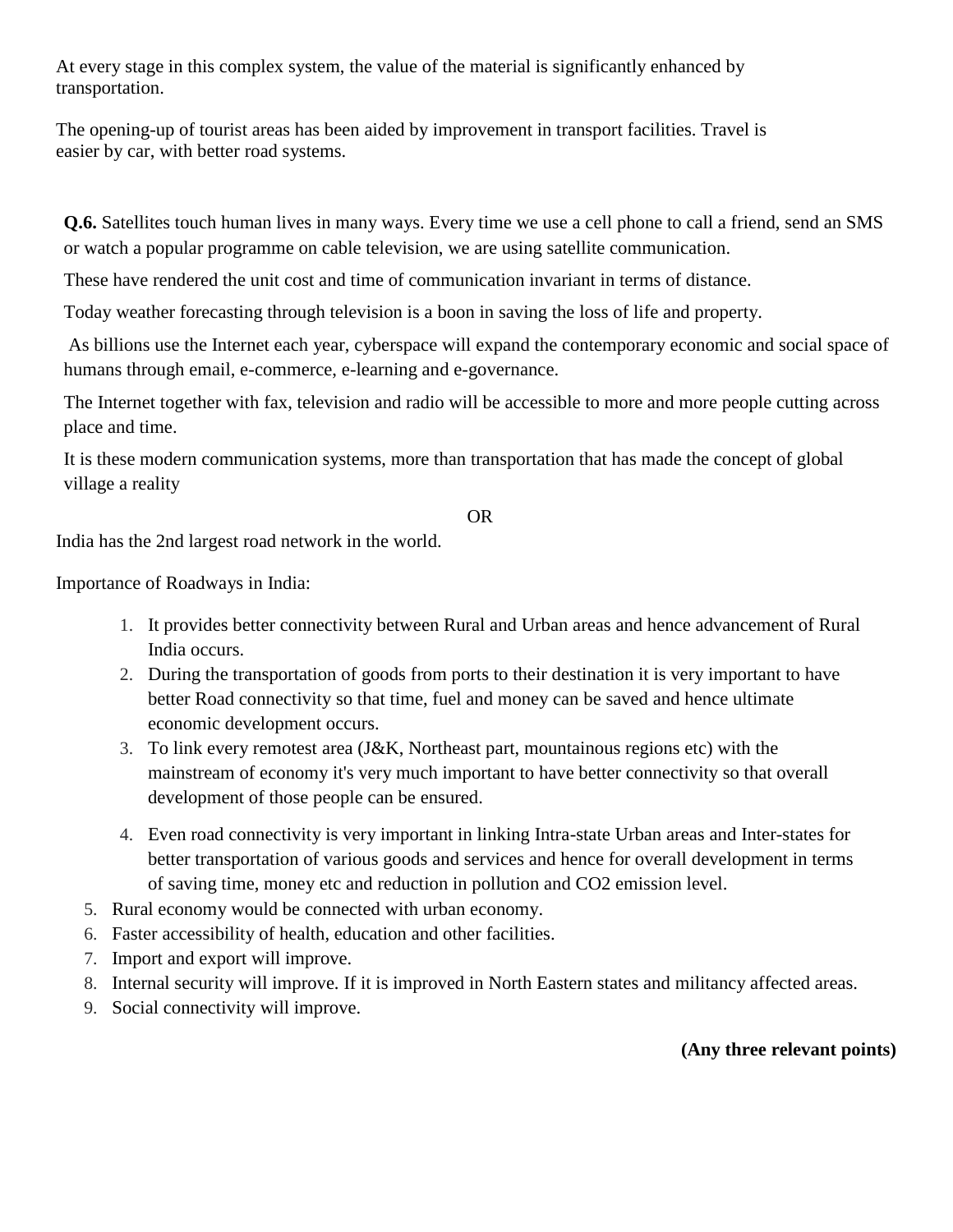At every stage in this complex system, the value of the material is significantly enhanced by transportation.

The opening-up of tourist areas has been aided by improvement in transport facilities. Travel is easier by car, with better road systems.

**Q.6.** Satellites touch human lives in many ways. Every time we use a cell phone to call a friend, send an SMS or watch a popular programme on cable television, we are using satellite communication.

These have rendered the unit cost and time of communication invariant in terms of distance.

Today weather forecasting through television is a boon in saving the loss of life and property.

As billions use the Internet each year, cyberspace will expand the contemporary economic and social space of humans through email, e-commerce, e-learning and e-governance.

The Internet together with fax, television and radio will be accessible to more and more people cutting across place and time.

It is these modern communication systems, more than transportation that has made the concept of global village a reality

OR

India has the 2nd largest road network in the world.

Importance of Roadways in India:

1. It provides better connectivity between Rural and Urban areas and hence advancement of Rural India occurs.
2. During the transportation of goods from ports to their destination it is very important to have better Road connectivity so that time, fuel and money can be saved and hence ultimate economic development occurs.
3. To link every remotest area (J&K, Northeast part, mountainous regions etc) with the mainstream of economy it's very much important to have better connectivity so that overall development of those people can be ensured.
4. Even road connectivity is very important in linking Intra-state Urban areas and Inter-states for better transportation of various goods and services and hence for overall development in terms of saving time, money etc and reduction in pollution and $CO_2$ emission level.
5. Rural economy would be connected with urban economy.
6. Faster accessibility of health, education and other facilities.
7. Import and export will improve.
8. Internal security will improve. If it is improved in North Eastern states and militancy affected areas.
9. Social connectivity will improve.

**(Any three relevant points)**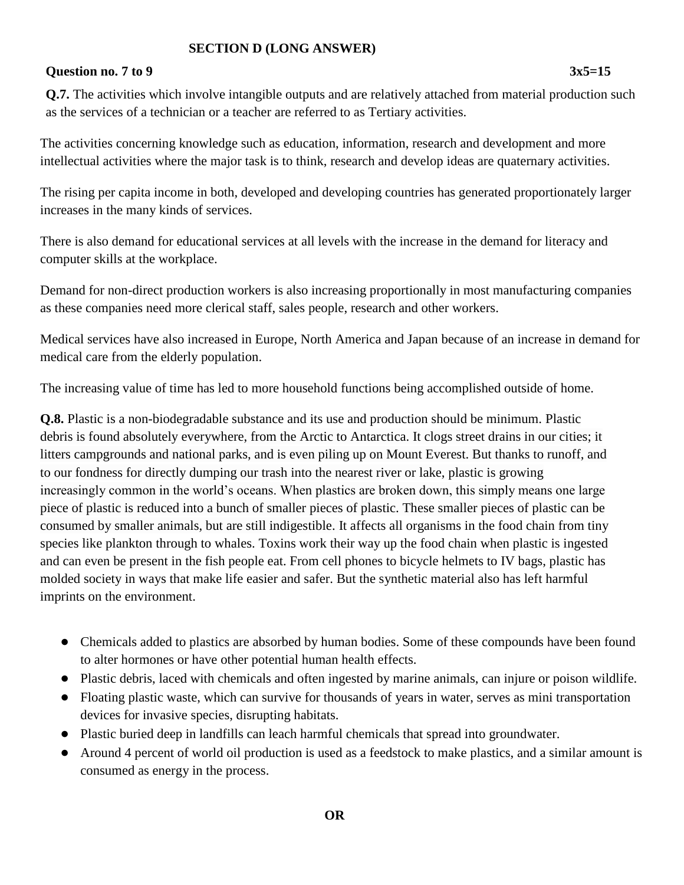**SECTION D (LONG ANSWER)**

**Question no. 7 to 9** **3x5=15**

**Q.7.** The activities which involve intangible outputs and are relatively attached from material production such as the services of a technician or a teacher are referred to as Tertiary activities.

The activities concerning knowledge such as education, information, research and development and more intellectual activities where the major task is to think, research and develop ideas are quaternary activities.

The rising per capita income in both, developed and developing countries has generated proportionately larger increases in the many kinds of services.

There is also demand for educational services at all levels with the increase in the demand for literacy and computer skills at the workplace.

Demand for non-direct production workers is also increasing proportionally in most manufacturing companies as these companies need more clerical staff, sales people, research and other workers.

Medical services have also increased in Europe, North America and Japan because of an increase in demand for medical care from the elderly population.

The increasing value of time has led to more household functions being accomplished outside of home.

**Q.8.** Plastic is a non-biodegradable substance and its use and production should be minimum. Plastic debris is found absolutely everywhere, from the Arctic to Antarctica. It clogs street drains in our cities; it litters campgrounds and national parks, and is even piling up on Mount Everest. But thanks to runoff, and to our fondness for directly dumping our trash into the nearest river or lake, plastic is growing increasingly common in the world's oceans. When plastics are broken down, this simply means one large piece of plastic is reduced into a bunch of smaller pieces of plastic. These smaller pieces of plastic can be consumed by smaller animals, but are still indigestible. It affects all organisms in the food chain from tiny species like plankton through to whales. Toxins work their way up the food chain when plastic is ingested and can even be present in the fish people eat. From cell phones to bicycle helmets to IV bags, plastic has molded society in ways that make life easier and safer. But the synthetic material also has left harmful imprints on the environment.

- Chemicals added to plastics are absorbed by human bodies. Some of these compounds have been found to alter hormones or have other potential human health effects.
- Plastic debris, laced with chemicals and often ingested by marine animals, can injure or poison wildlife.
- Floating plastic waste, which can survive for thousands of years in water, serves as mini transportation devices for invasive species, disrupting habitats.
- Plastic buried deep in landfills can leach harmful chemicals that spread into groundwater.
- Around 4 percent of world oil production is used as a feedstock to make plastics, and a similar amount is consumed as energy in the process.

**OR**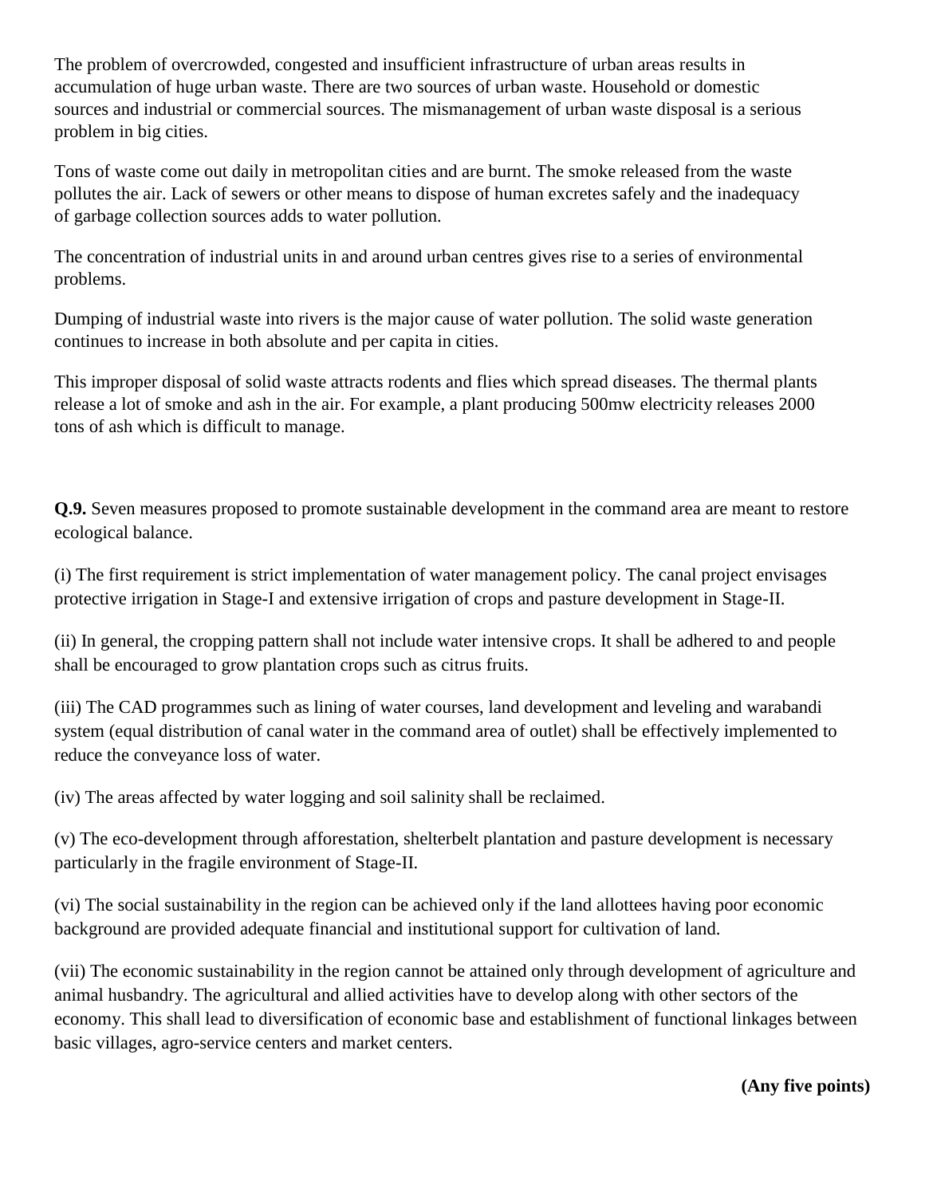The problem of overcrowded, congested and insufficient infrastructure of urban areas results in accumulation of huge urban waste. There are two sources of urban waste. Household or domestic sources and industrial or commercial sources. The mismanagement of urban waste disposal is a serious problem in big cities.

Tons of waste come out daily in metropolitan cities and are burnt. The smoke released from the waste pollutes the air. Lack of sewers or other means to dispose of human excretes safely and the inadequacy of garbage collection sources adds to water pollution.

The concentration of industrial units in and around urban centres gives rise to a series of environmental problems.

Dumping of industrial waste into rivers is the major cause of water pollution. The solid waste generation continues to increase in both absolute and per capita in cities.

This improper disposal of solid waste attracts rodents and flies which spread diseases. The thermal plants release a lot of smoke and ash in the air. For example, a plant producing 500mw electricity releases 2000 tons of ash which is difficult to manage.

**Q.9.** Seven measures proposed to promote sustainable development in the command area are meant to restore ecological balance.

(i) The first requirement is strict implementation of water management policy. The canal project envisages protective irrigation in Stage-I and extensive irrigation of crops and pasture development in Stage-II.

(ii) In general, the cropping pattern shall not include water intensive crops. It shall be adhered to and people shall be encouraged to grow plantation crops such as citrus fruits.

(iii) The CAD programmes such as lining of water courses, land development and leveling and warabandi system (equal distribution of canal water in the command area of outlet) shall be effectively implemented to reduce the conveyance loss of water.

(iv) The areas affected by water logging and soil salinity shall be reclaimed.

(v) The eco-development through afforestation, shelterbelt plantation and pasture development is necessary particularly in the fragile environment of Stage-II.

(vi) The social sustainability in the region can be achieved only if the land allottees having poor economic background are provided adequate financial and institutional support for cultivation of land.

(vii) The economic sustainability in the region cannot be attained only through development of agriculture and animal husbandry. The agricultural and allied activities have to develop along with other sectors of the economy. This shall lead to diversification of economic base and establishment of functional linkages between basic villages, agro-service centers and market centers.

**(Any five points)**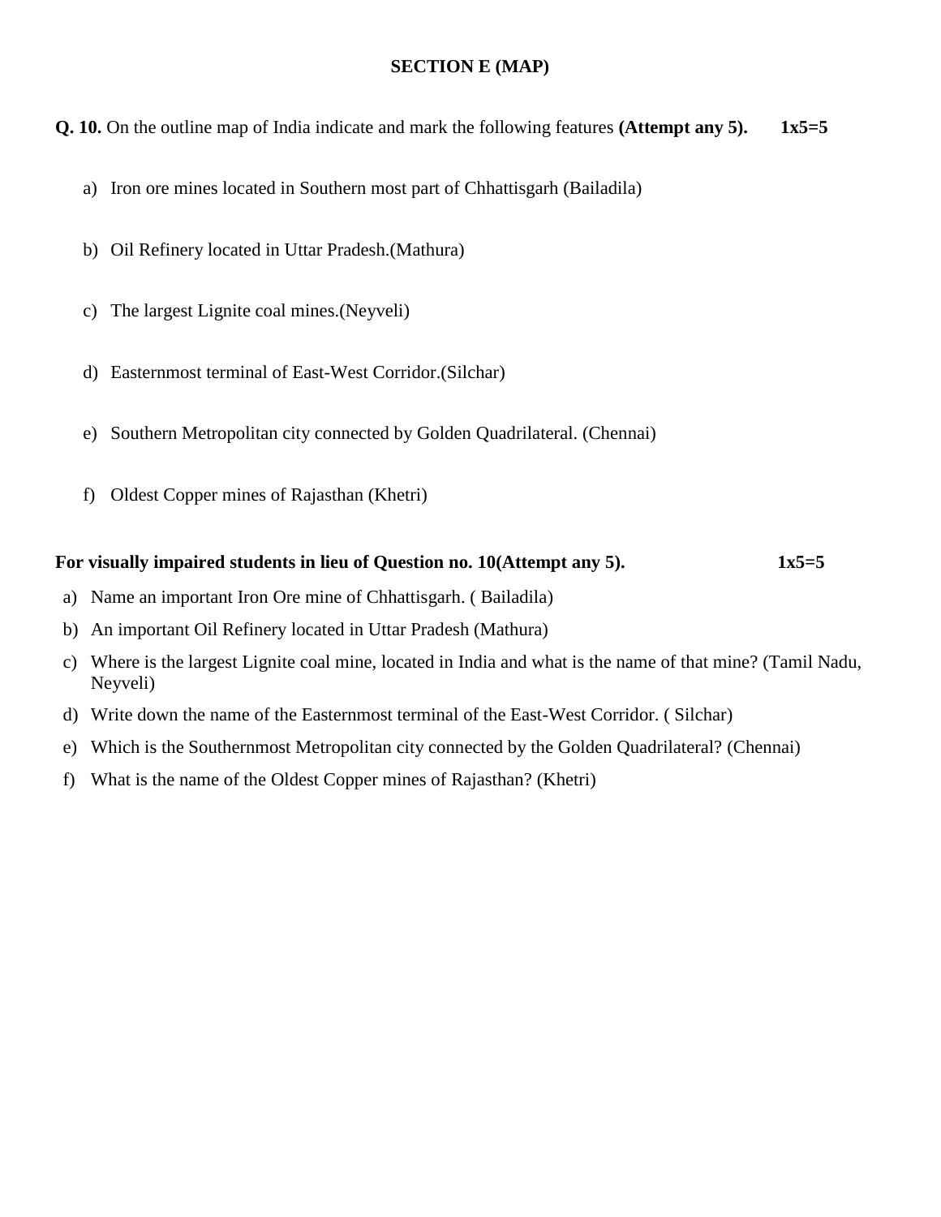## SECTION E (MAP)

**Q. 10.** On the outline map of India indicate and mark the following features **(Attempt any 5).** **1x5=5**

a) Iron ore mines located in Southern most part of Chhattisgarh (Bailadila)

b) Oil Refinery located in Uttar Pradesh.(Mathura)

c) The largest Lignite coal mines.(Neyveli)

d) Easternmost terminal of East-West Corridor.(Silchar)

e) Southern Metropolitan city connected by Golden Quadrilateral. (Chennai)

f) Oldest Copper mines of Rajasthan (Khetri)

**For visually impaired students in lieu of Question no. 10(Attempt any 5).** **1x5=5**

a) Name an important Iron Ore mine of Chhattisgarh. ( Bailadila)

b) An important Oil Refinery located in Uttar Pradesh (Mathura)

c) Where is the largest Lignite coal mine, located in India and what is the name of that mine? (Tamil Nadu, Neyveli)

d) Write down the name of the Easternmost terminal of the East-West Corridor. ( Silchar)

e) Which is the Southernmost Metropolitan city connected by the Golden Quadrilateral? (Chennai)

f) What is the name of the Oldest Copper mines of Rajasthan? (Khetri)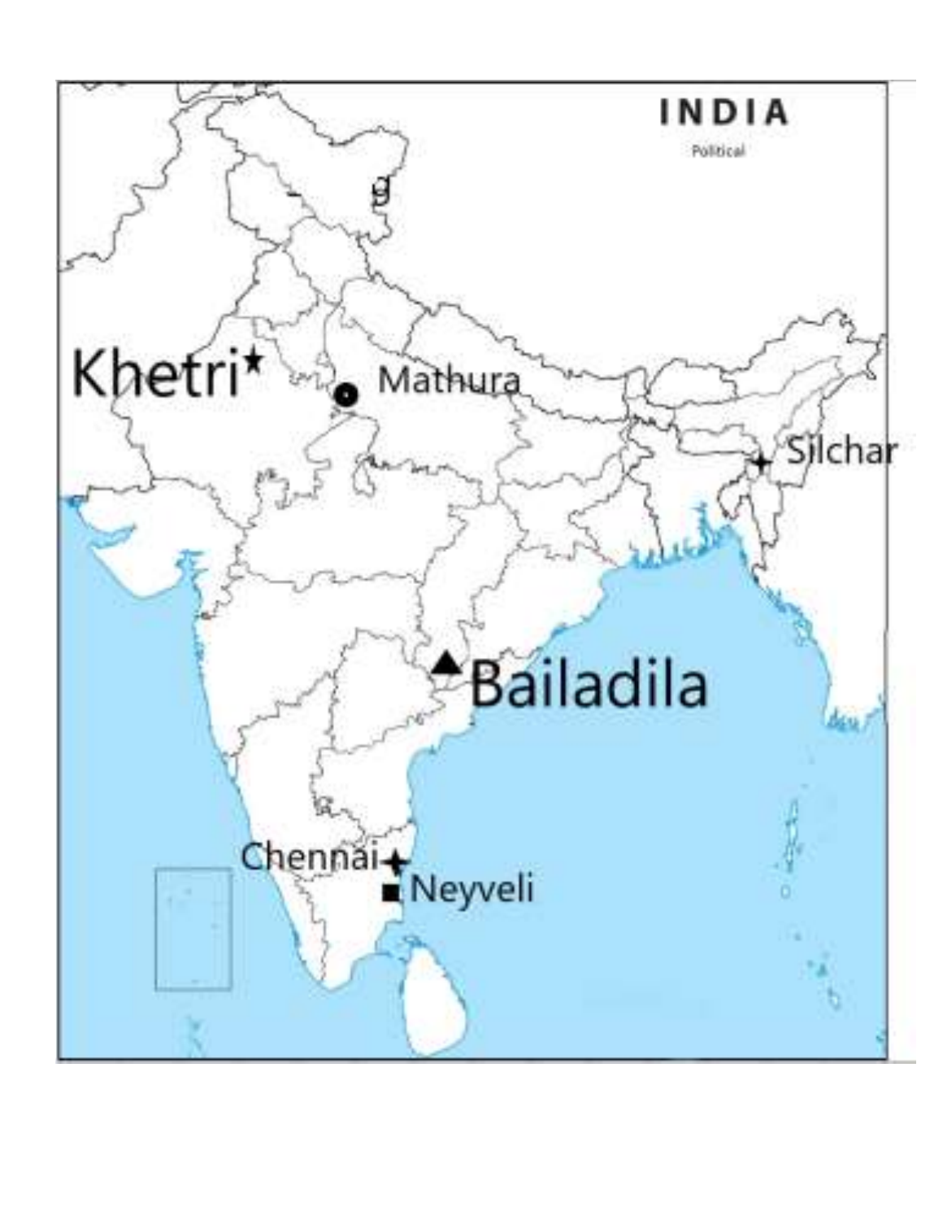INDIA

Political

g

Khetri

Mathura

Silchar

Bailadila

Chennai

Neyveli